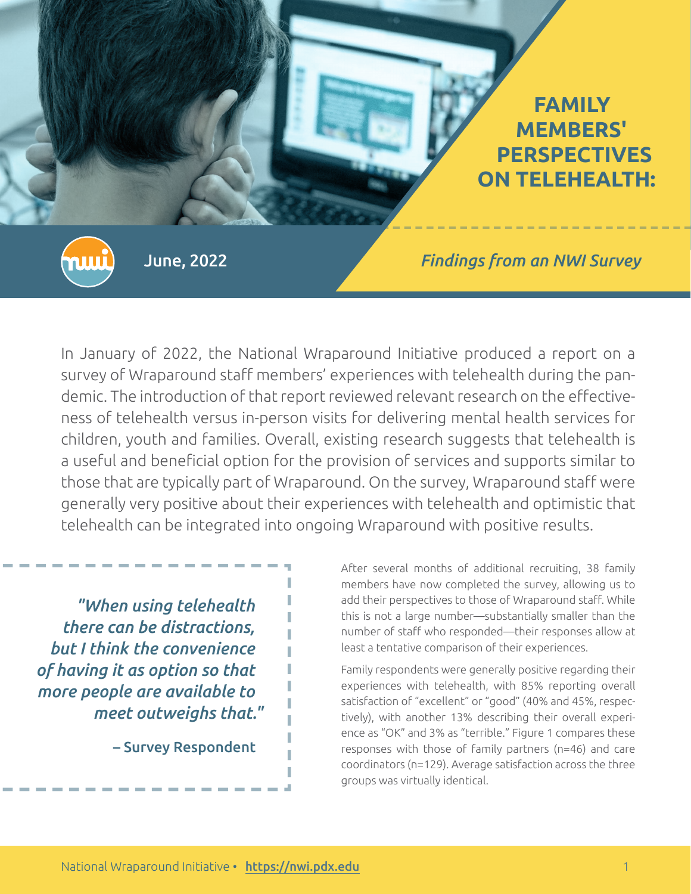# FAMILY MEMBERS' PERSPECTIVES ON TELEHEALTH:

## *Findings from an NWI Survey*

June, 2022

In January of 2022, the National Wraparound Initiative produced a report on a survey of Wraparound staff members' experiences with telehealth during the pandemic. The introduction of that report reviewed relevant research on the effectiveness of telehealth versus in-person visits for delivering mental health services for children, youth and families. Overall, existing research suggests that telehealth is a useful and beneficial option for the provision of services and supports similar to those that are typically part of Wraparound. On the survey, Wraparound staff were generally very positive about their experiences with telehealth and optimistic that telehealth can be integrated into ongoing Wraparound with positive results.

> *"When using telehealth there can be distractions, but I think the convenience of having it as option so that more people are available to meet outweighs that."*
>
> **– Survey Respondent**

After several months of additional recruiting, 38 family members have now completed the survey, allowing us to add their perspectives to those of Wraparound staff. While this is not a large number—substantially smaller than the number of staff who responded—their responses allow at least a tentative comparison of their experiences.

Family respondents were generally positive regarding their experiences with telehealth, with 85% reporting overall satisfaction of "excellent" or "good" (40% and 45%, respectively), with another 13% describing their overall experience as "OK" and 3% as "terrible." Figure 1 compares these responses with those of family partners (n=46) and care coordinators (n=129). Average satisfaction across the three groups was virtually identical.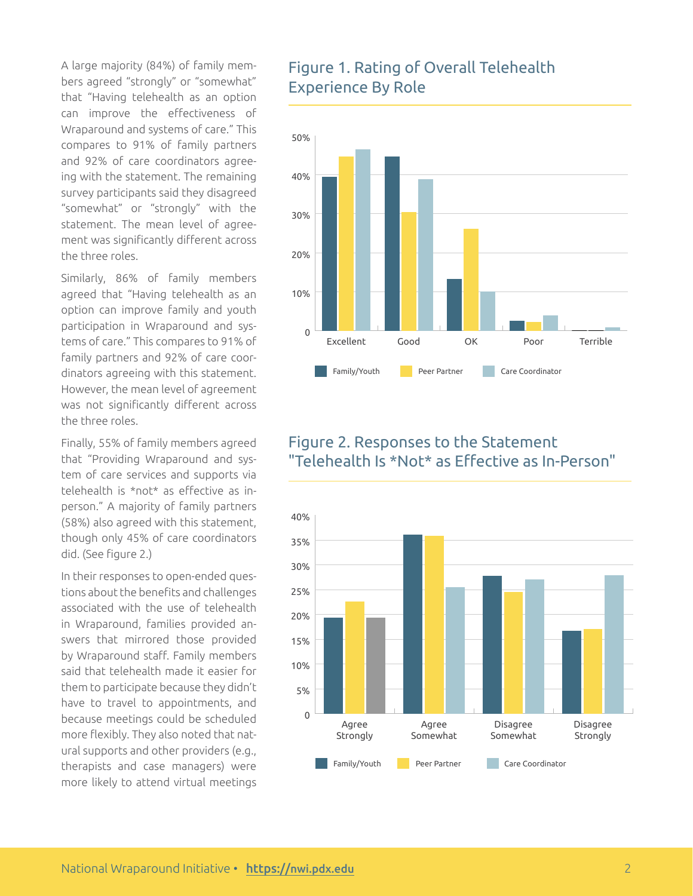A large majority (84%) of family members agreed "strongly" or "somewhat" that "Having telehealth as an option can improve the effectiveness of Wraparound and systems of care." This compares to 91% of family partners and 92% of care coordinators agreeing with the statement. The remaining survey participants said they disagreed "somewhat" or "strongly" with the statement. The mean level of agreement was significantly different across the three roles.

Similarly, 86% of family members agreed that "Having telehealth as an option can improve family and youth participation in Wraparound and systems of care." This compares to 91% of family partners and 92% of care coordinators agreeing with this statement. However, the mean level of agreement was not significantly different across the three roles.

Finally, 55% of family members agreed that "Providing Wraparound and system of care services and supports via telehealth is *not* as effective as in-person." A majority of family partners (58%) also agreed with this statement, though only 45% of care coordinators did. (See figure 2.)

In their responses to open-ended questions about the benefits and challenges associated with the use of telehealth in Wraparound, families provided answers that mirrored those provided by Wraparound staff. Family members said that telehealth made it easier for them to participate because they didn't have to travel to appointments, and because meetings could be scheduled more flexibly. They also noted that natural supports and other providers (e.g., therapists and case managers) were more likely to attend virtual meetings

## Figure 1. Rating of Overall Telehealth Experience By Role

## Figure 2. Responses to the Statement "Telehealth Is *Not* as Effective as In-Person"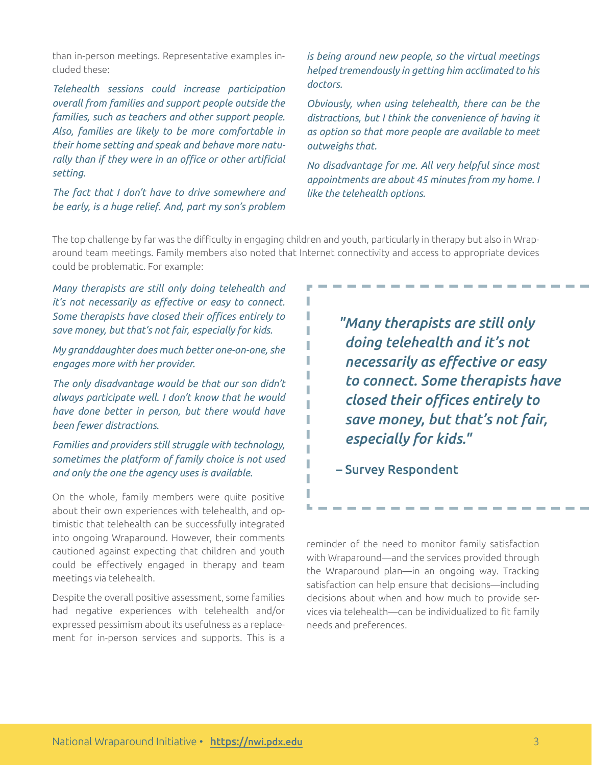than in-person meetings. Representative examples included these:

*Telehealth sessions could increase participation overall from families and support people outside the families, such as teachers and other support people. Also, families are likely to be more comfortable in their home setting and speak and behave more naturally than if they were in an office or other artificial setting.*

*The fact that I don't have to drive somewhere and be early, is a huge relief. And, part my son's problem is being around new people, so the virtual meetings helped tremendously in getting him acclimated to his doctors.*

*Obviously, when using telehealth, there can be the distractions, but I think the convenience of having it as option so that more people are available to meet outweighs that.*

*No disadvantage for me. All very helpful since most appointments are about 45 minutes from my home. I like the telehealth options.*

The top challenge by far was the difficulty in engaging children and youth, particularly in therapy but also in Wraparound team meetings. Family members also noted that Internet connectivity and access to appropriate devices could be problematic. For example:

*Many therapists are still only doing telehealth and it's not necessarily as effective or easy to connect. Some therapists have closed their offices entirely to save money, but that's not fair, especially for kids.*

*My granddaughter does much better one-on-one, she engages more with her provider.*

*The only disadvantage would be that our son didn't always participate well. I don't know that he would have done better in person, but there would have been fewer distractions.*

*Families and providers still struggle with technology, sometimes the platform of family choice is not used and only the one the agency uses is available.*

> *"Many therapists are still only doing telehealth and it's not necessarily as effective or easy to connect. Some therapists have closed their offices entirely to save money, but that's not fair, especially for kids."*
>
> – Survey Respondent

On the whole, family members were quite positive about their own experiences with telehealth, and optimistic that telehealth can be successfully integrated into ongoing Wraparound. However, their comments cautioned against expecting that children and youth could be effectively engaged in therapy and team meetings via telehealth.

Despite the overall positive assessment, some families had negative experiences with telehealth and/or expressed pessimism about its usefulness as a replacement for in-person services and supports. This is a reminder of the need to monitor family satisfaction with Wraparound—and the services provided through the Wraparound plan—in an ongoing way. Tracking satisfaction can help ensure that decisions—including decisions about when and how much to provide services via telehealth—can be individualized to fit family needs and preferences.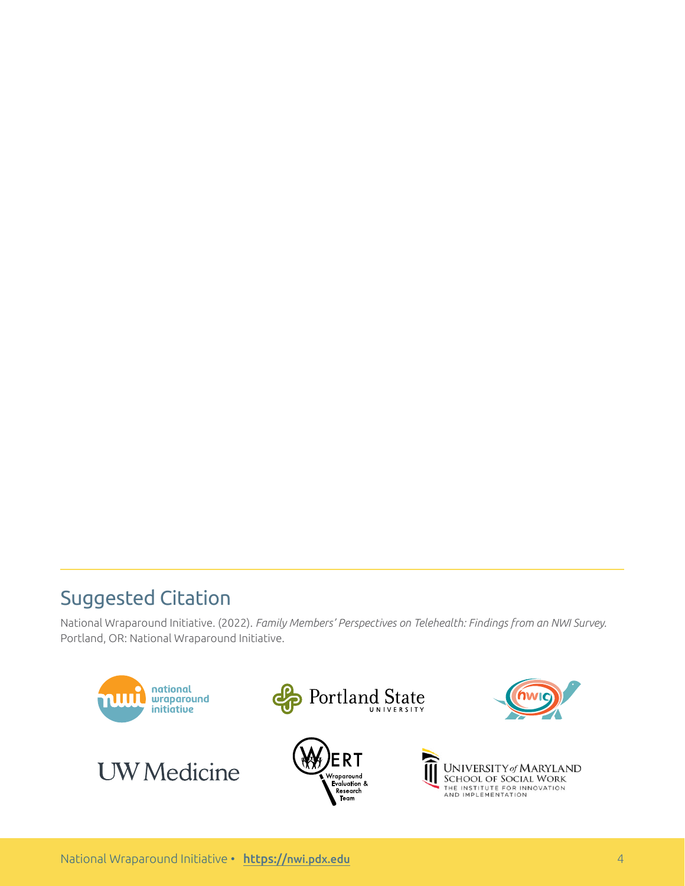## Suggested Citation

National Wraparound Initiative. (2022). *Family Members' Perspectives on Telehealth: Findings from an NWI Survey.* Portland, OR: National Wraparound Initiative.